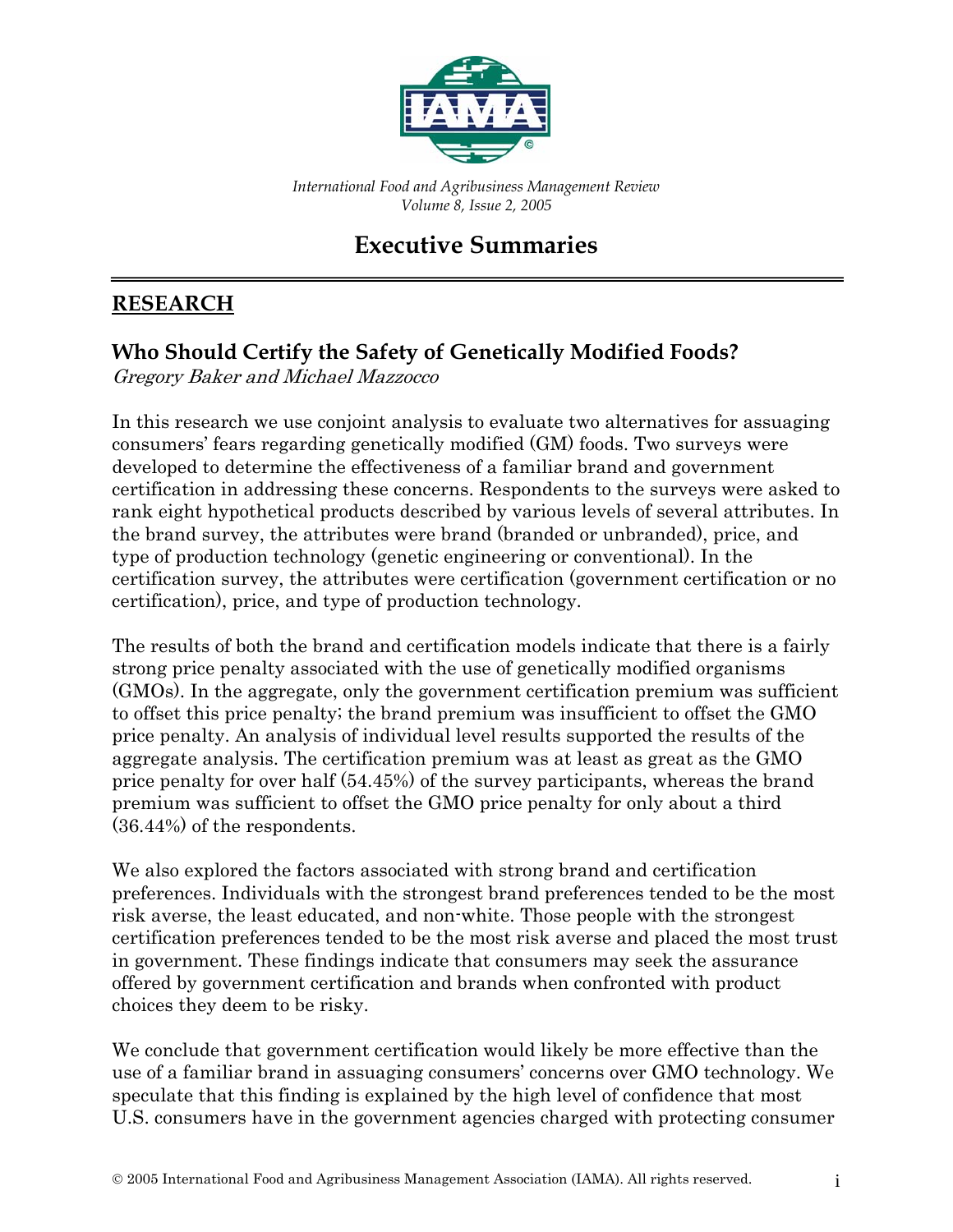*International Food and Agribusiness Management Review*
*Volume 8, Issue 2, 2005*

# Executive Summaries

## RESEARCH

### Who Should Certify the Safety of Genetically Modified Foods?

*Gregory Baker and Michael Mazzocco*

In this research we use conjoint analysis to evaluate two alternatives for assuaging consumers' fears regarding genetically modified (GM) foods. Two surveys were developed to determine the effectiveness of a familiar brand and government certification in addressing these concerns. Respondents to the surveys were asked to rank eight hypothetical products described by various levels of several attributes. In the brand survey, the attributes were brand (branded or unbranded), price, and type of production technology (genetic engineering or conventional). In the certification survey, the attributes were certification (government certification or no certification), price, and type of production technology.

The results of both the brand and certification models indicate that there is a fairly strong price penalty associated with the use of genetically modified organisms (GMOs). In the aggregate, only the government certification premium was sufficient to offset this price penalty; the brand premium was insufficient to offset the GMO price penalty. An analysis of individual level results supported the results of the aggregate analysis. The certification premium was at least as great as the GMO price penalty for over half (54.45%) of the survey participants, whereas the brand premium was sufficient to offset the GMO price penalty for only about a third (36.44%) of the respondents.

We also explored the factors associated with strong brand and certification preferences. Individuals with the strongest brand preferences tended to be the most risk averse, the least educated, and non-white. Those people with the strongest certification preferences tended to be the most risk averse and placed the most trust in government. These findings indicate that consumers may seek the assurance offered by government certification and brands when confronted with product choices they deem to be risky.

We conclude that government certification would likely be more effective than the use of a familiar brand in assuaging consumers' concerns over GMO technology. We speculate that this finding is explained by the high level of confidence that most U.S. consumers have in the government agencies charged with protecting consumer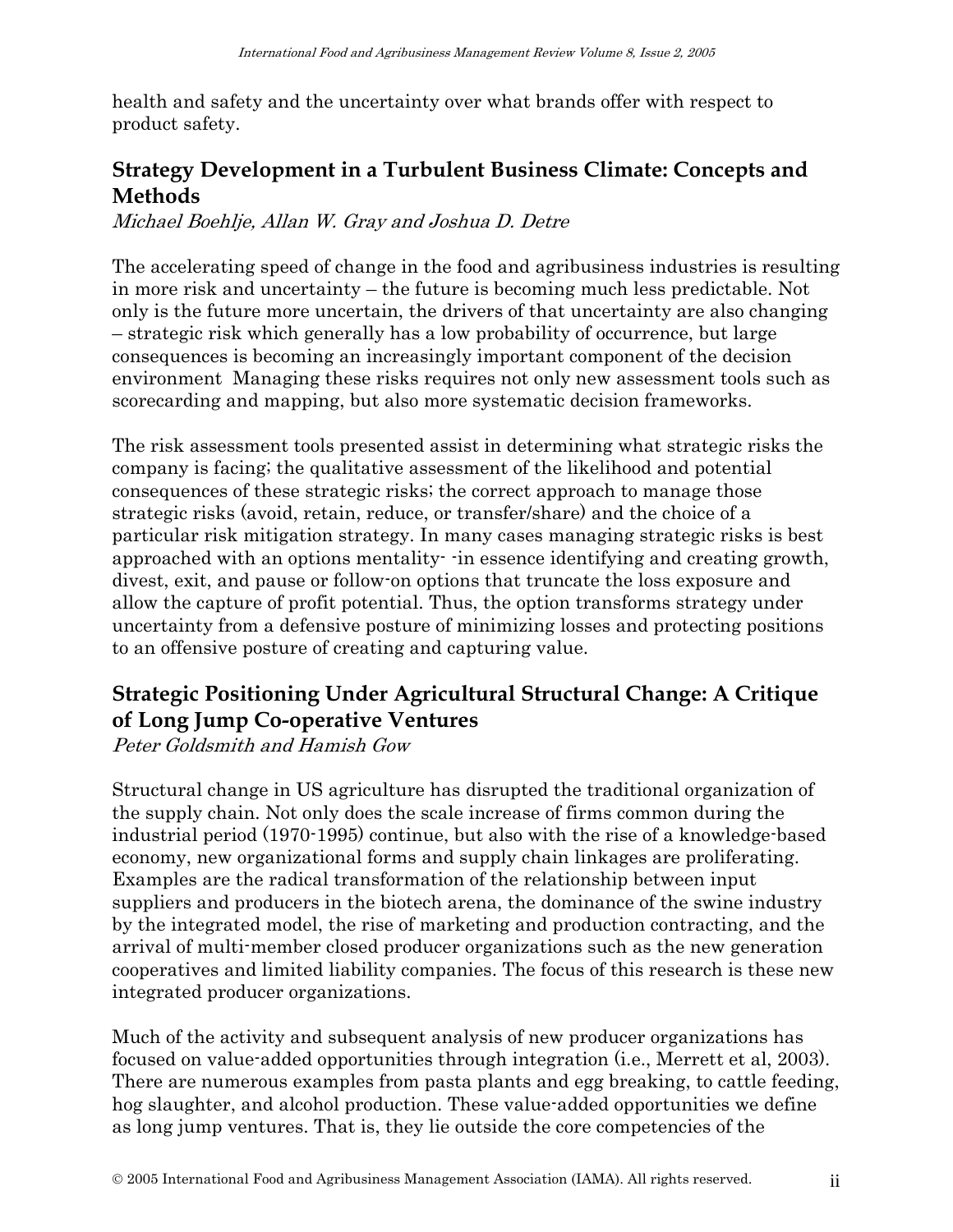health and safety and the uncertainty over what brands offer with respect to product safety.

## Strategy Development in a Turbulent Business Climate: Concepts and Methods

*Michael Boehlje, Allan W. Gray and Joshua D. Detre*

The accelerating speed of change in the food and agribusiness industries is resulting in more risk and uncertainty – the future is becoming much less predictable. Not only is the future more uncertain, the drivers of that uncertainty are also changing – strategic risk which generally has a low probability of occurrence, but large consequences is becoming an increasingly important component of the decision environment  Managing these risks requires not only new assessment tools such as scorecarding and mapping, but also more systematic decision frameworks.

The risk assessment tools presented assist in determining what strategic risks the company is facing; the qualitative assessment of the likelihood and potential consequences of these strategic risks; the correct approach to manage those strategic risks (avoid, retain, reduce, or transfer/share) and the choice of a particular risk mitigation strategy. In many cases managing strategic risks is best approached with an options mentality- -in essence identifying and creating growth, divest, exit, and pause or follow-on options that truncate the loss exposure and allow the capture of profit potential. Thus, the option transforms strategy under uncertainty from a defensive posture of minimizing losses and protecting positions to an offensive posture of creating and capturing value.

## Strategic Positioning Under Agricultural Structural Change: A Critique of Long Jump Co-operative Ventures

*Peter Goldsmith and Hamish Gow*

Structural change in US agriculture has disrupted the traditional organization of the supply chain. Not only does the scale increase of firms common during the industrial period (1970-1995) continue, but also with the rise of a knowledge-based economy, new organizational forms and supply chain linkages are proliferating. Examples are the radical transformation of the relationship between input suppliers and producers in the biotech arena, the dominance of the swine industry by the integrated model, the rise of marketing and production contracting, and the arrival of multi-member closed producer organizations such as the new generation cooperatives and limited liability companies. The focus of this research is these new integrated producer organizations.

Much of the activity and subsequent analysis of new producer organizations has focused on value-added opportunities through integration (i.e., Merrett et al, 2003). There are numerous examples from pasta plants and egg breaking, to cattle feeding, hog slaughter, and alcohol production. These value-added opportunities we define as long jump ventures. That is, they lie outside the core competencies of the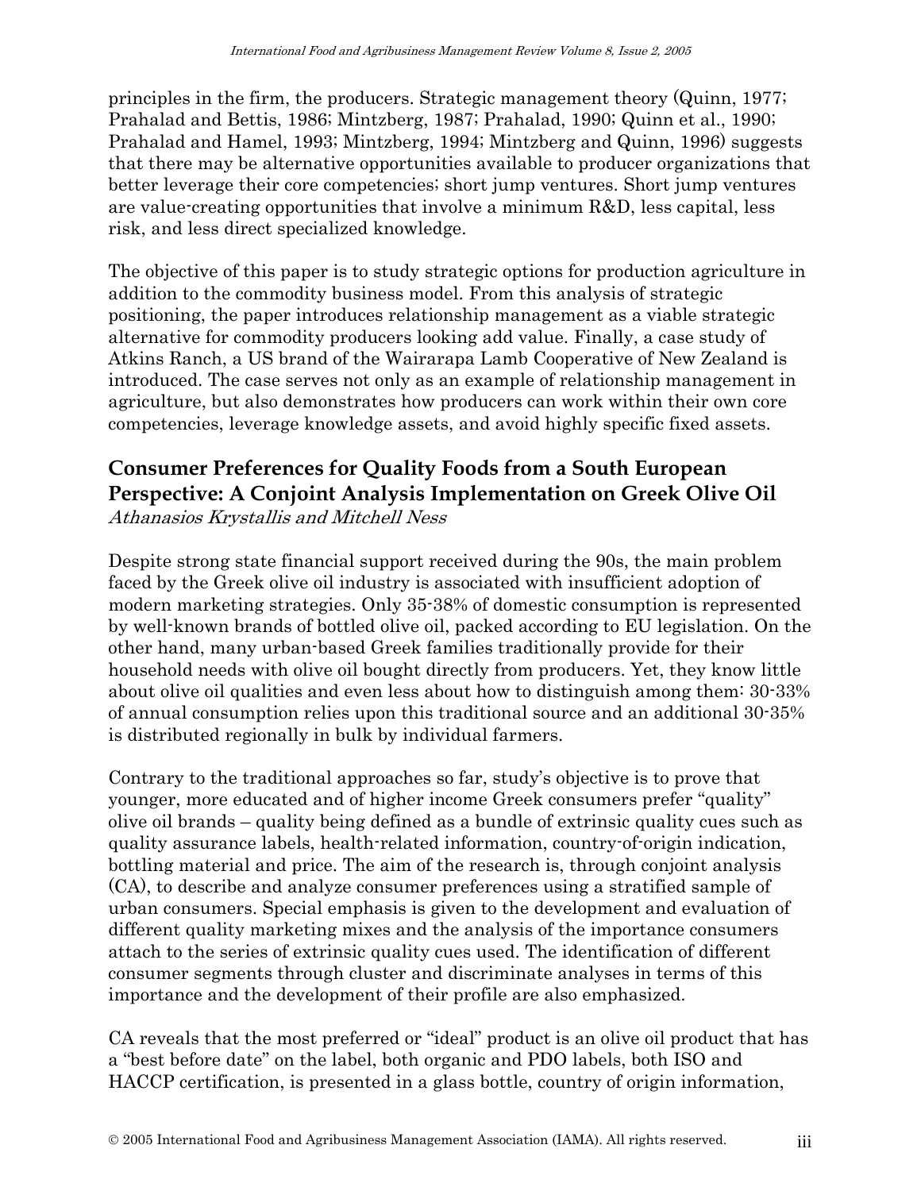principles in the firm, the producers. Strategic management theory (Quinn, 1977; Prahalad and Bettis, 1986; Mintzberg, 1987; Prahalad, 1990; Quinn et al., 1990; Prahalad and Hamel, 1993; Mintzberg, 1994; Mintzberg and Quinn, 1996) suggests that there may be alternative opportunities available to producer organizations that better leverage their core competencies; short jump ventures. Short jump ventures are value-creating opportunities that involve a minimum R&D, less capital, less risk, and less direct specialized knowledge.

The objective of this paper is to study strategic options for production agriculture in addition to the commodity business model. From this analysis of strategic positioning, the paper introduces relationship management as a viable strategic alternative for commodity producers looking add value. Finally, a case study of Atkins Ranch, a US brand of the Wairarapa Lamb Cooperative of New Zealand is introduced. The case serves not only as an example of relationship management in agriculture, but also demonstrates how producers can work within their own core competencies, leverage knowledge assets, and avoid highly specific fixed assets.

## Consumer Preferences for Quality Foods from a South European Perspective: A Conjoint Analysis Implementation on Greek Olive Oil

*Athanasios Krystallis and Mitchell Ness*

Despite strong state financial support received during the 90s, the main problem faced by the Greek olive oil industry is associated with insufficient adoption of modern marketing strategies. Only 35-38% of domestic consumption is represented by well-known brands of bottled olive oil, packed according to EU legislation. On the other hand, many urban-based Greek families traditionally provide for their household needs with olive oil bought directly from producers. Yet, they know little about olive oil qualities and even less about how to distinguish among them: 30-33% of annual consumption relies upon this traditional source and an additional 30-35% is distributed regionally in bulk by individual farmers.

Contrary to the traditional approaches so far, study's objective is to prove that younger, more educated and of higher income Greek consumers prefer "quality" olive oil brands – quality being defined as a bundle of extrinsic quality cues such as quality assurance labels, health-related information, country-of-origin indication, bottling material and price. The aim of the research is, through conjoint analysis (CA), to describe and analyze consumer preferences using a stratified sample of urban consumers. Special emphasis is given to the development and evaluation of different quality marketing mixes and the analysis of the importance consumers attach to the series of extrinsic quality cues used. The identification of different consumer segments through cluster and discriminate analyses in terms of this importance and the development of their profile are also emphasized.

CA reveals that the most preferred or "ideal" product is an olive oil product that has a "best before date" on the label, both organic and PDO labels, both ISO and HACCP certification, is presented in a glass bottle, country of origin information,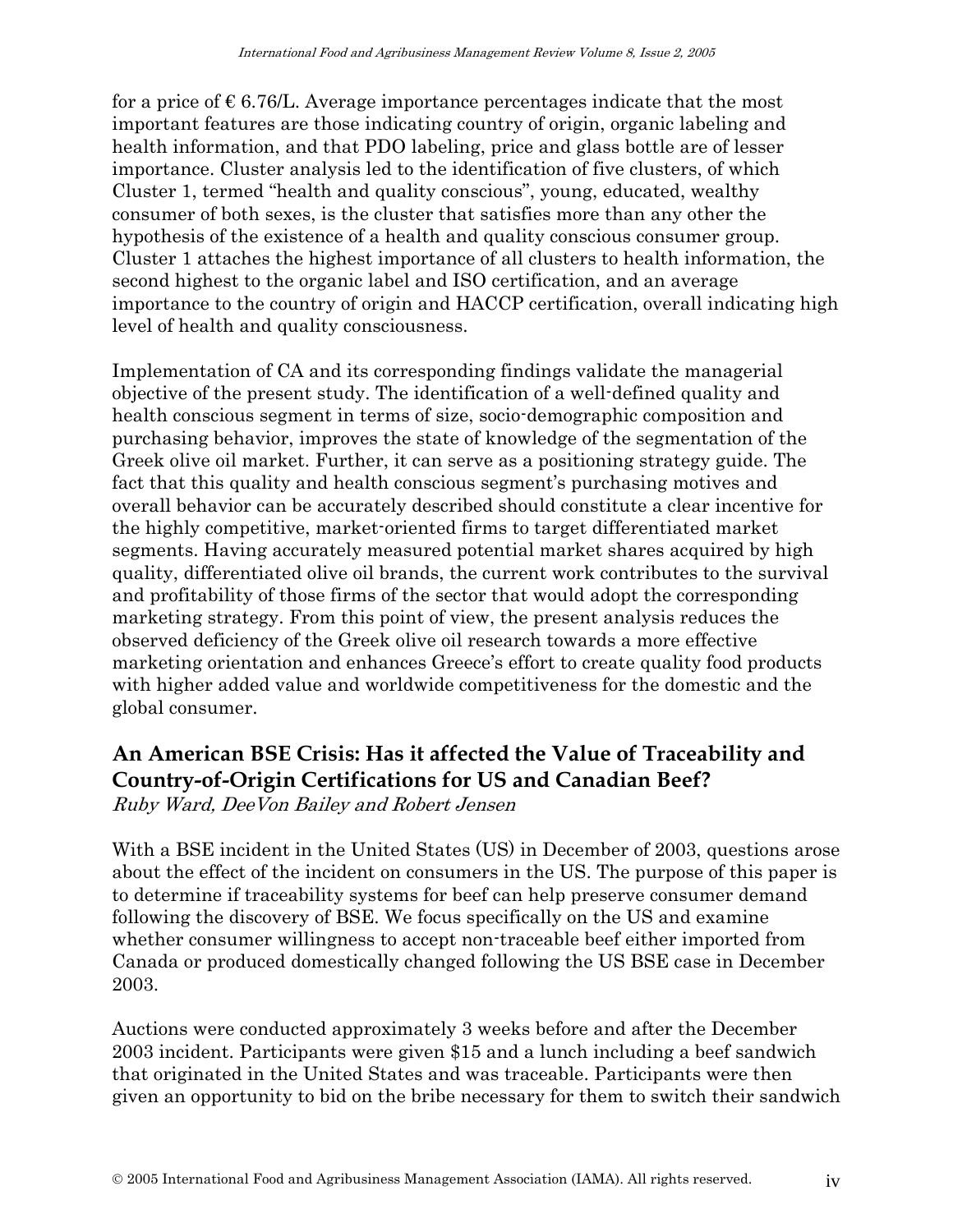for a price of € 6.76/L. Average importance percentages indicate that the most important features are those indicating country of origin, organic labeling and health information, and that PDO labeling, price and glass bottle are of lesser importance. Cluster analysis led to the identification of five clusters, of which Cluster 1, termed "health and quality conscious", young, educated, wealthy consumer of both sexes, is the cluster that satisfies more than any other the hypothesis of the existence of a health and quality conscious consumer group. Cluster 1 attaches the highest importance of all clusters to health information, the second highest to the organic label and ISO certification, and an average importance to the country of origin and HACCP certification, overall indicating high level of health and quality consciousness.

Implementation of CA and its corresponding findings validate the managerial objective of the present study. The identification of a well-defined quality and health conscious segment in terms of size, socio-demographic composition and purchasing behavior, improves the state of knowledge of the segmentation of the Greek olive oil market. Further, it can serve as a positioning strategy guide. The fact that this quality and health conscious segment's purchasing motives and overall behavior can be accurately described should constitute a clear incentive for the highly competitive, market-oriented firms to target differentiated market segments. Having accurately measured potential market shares acquired by high quality, differentiated olive oil brands, the current work contributes to the survival and profitability of those firms of the sector that would adopt the corresponding marketing strategy. From this point of view, the present analysis reduces the observed deficiency of the Greek olive oil research towards a more effective marketing orientation and enhances Greece's effort to create quality food products with higher added value and worldwide competitiveness for the domestic and the global consumer.

## An American BSE Crisis: Has it affected the Value of Traceability and Country-of-Origin Certifications for US and Canadian Beef?

*Ruby Ward, DeeVon Bailey and Robert Jensen*

With a BSE incident in the United States (US) in December of 2003, questions arose about the effect of the incident on consumers in the US. The purpose of this paper is to determine if traceability systems for beef can help preserve consumer demand following the discovery of BSE. We focus specifically on the US and examine whether consumer willingness to accept non-traceable beef either imported from Canada or produced domestically changed following the US BSE case in December 2003.

Auctions were conducted approximately 3 weeks before and after the December 2003 incident. Participants were given $15 and a lunch including a beef sandwich that originated in the United States and was traceable. Participants were then given an opportunity to bid on the bribe necessary for them to switch their sandwich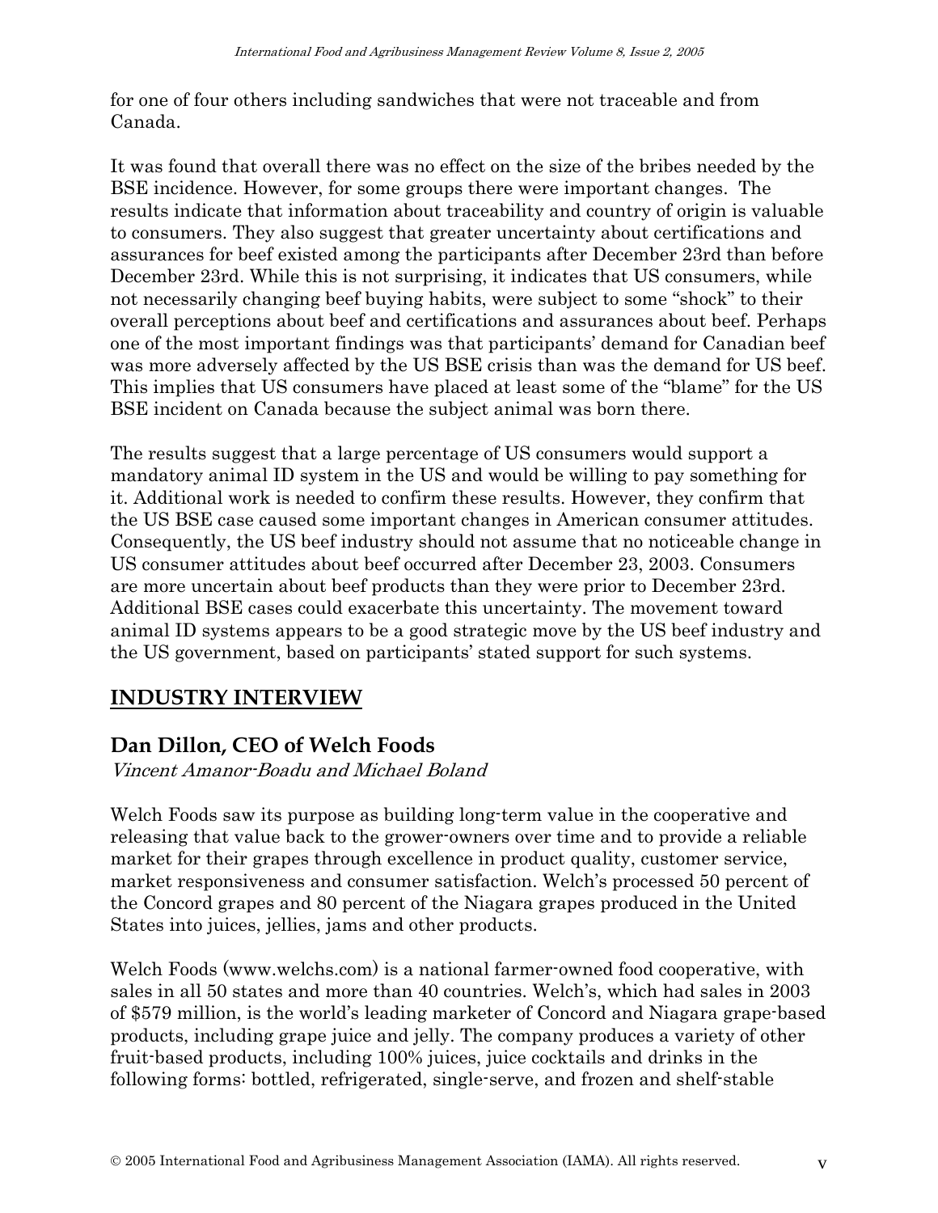for one of four others including sandwiches that were not traceable and from Canada.

It was found that overall there was no effect on the size of the bribes needed by the BSE incidence. However, for some groups there were important changes. The results indicate that information about traceability and country of origin is valuable to consumers. They also suggest that greater uncertainty about certifications and assurances for beef existed among the participants after December 23rd than before December 23rd. While this is not surprising, it indicates that US consumers, while not necessarily changing beef buying habits, were subject to some "shock" to their overall perceptions about beef and certifications and assurances about beef. Perhaps one of the most important findings was that participants' demand for Canadian beef was more adversely affected by the US BSE crisis than was the demand for US beef. This implies that US consumers have placed at least some of the "blame" for the US BSE incident on Canada because the subject animal was born there.

The results suggest that a large percentage of US consumers would support a mandatory animal ID system in the US and would be willing to pay something for it. Additional work is needed to confirm these results. However, they confirm that the US BSE case caused some important changes in American consumer attitudes. Consequently, the US beef industry should not assume that no noticeable change in US consumer attitudes about beef occurred after December 23, 2003. Consumers are more uncertain about beef products than they were prior to December 23rd. Additional BSE cases could exacerbate this uncertainty. The movement toward animal ID systems appears to be a good strategic move by the US beef industry and the US government, based on participants' stated support for such systems.

## INDUSTRY INTERVIEW

### Dan Dillon, CEO of Welch Foods

*Vincent Amanor-Boadu and Michael Boland*

Welch Foods saw its purpose as building long-term value in the cooperative and releasing that value back to the grower-owners over time and to provide a reliable market for their grapes through excellence in product quality, customer service, market responsiveness and consumer satisfaction. Welch's processed 50 percent of the Concord grapes and 80 percent of the Niagara grapes produced in the United States into juices, jellies, jams and other products.

Welch Foods (www.welchs.com) is a national farmer-owned food cooperative, with sales in all 50 states and more than 40 countries. Welch's, which had sales in 2003 of $579 million, is the world's leading marketer of Concord and Niagara grape-based products, including grape juice and jelly. The company produces a variety of other fruit-based products, including 100% juices, juice cocktails and drinks in the following forms: bottled, refrigerated, single-serve, and frozen and shelf-stable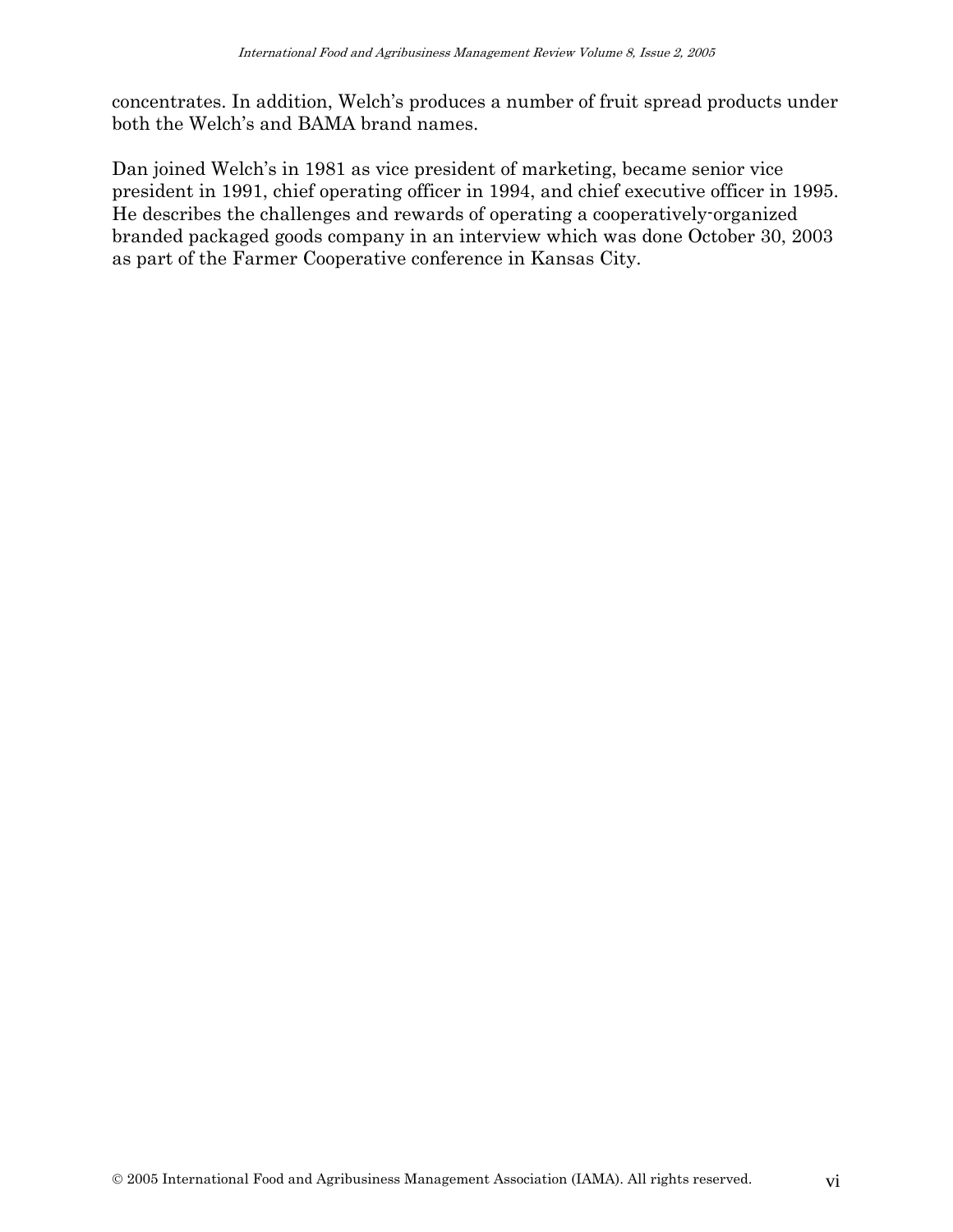concentrates. In addition, Welch's produces a number of fruit spread products under both the Welch's and BAMA brand names.

Dan joined Welch's in 1981 as vice president of marketing, became senior vice president in 1991, chief operating officer in 1994, and chief executive officer in 1995. He describes the challenges and rewards of operating a cooperatively-organized branded packaged goods company in an interview which was done October 30, 2003 as part of the Farmer Cooperative conference in Kansas City.